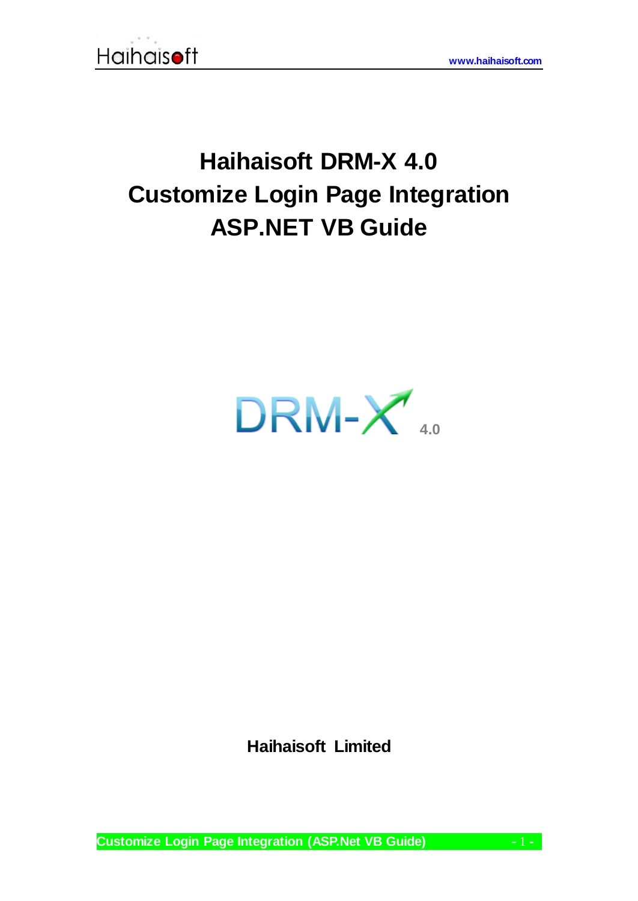# Haihaisoft DRM-X 4.0
# Customize Login Page Integration
# ASP.NET VB Guide

DRM-X 4.0

**Haihaisoft Limited**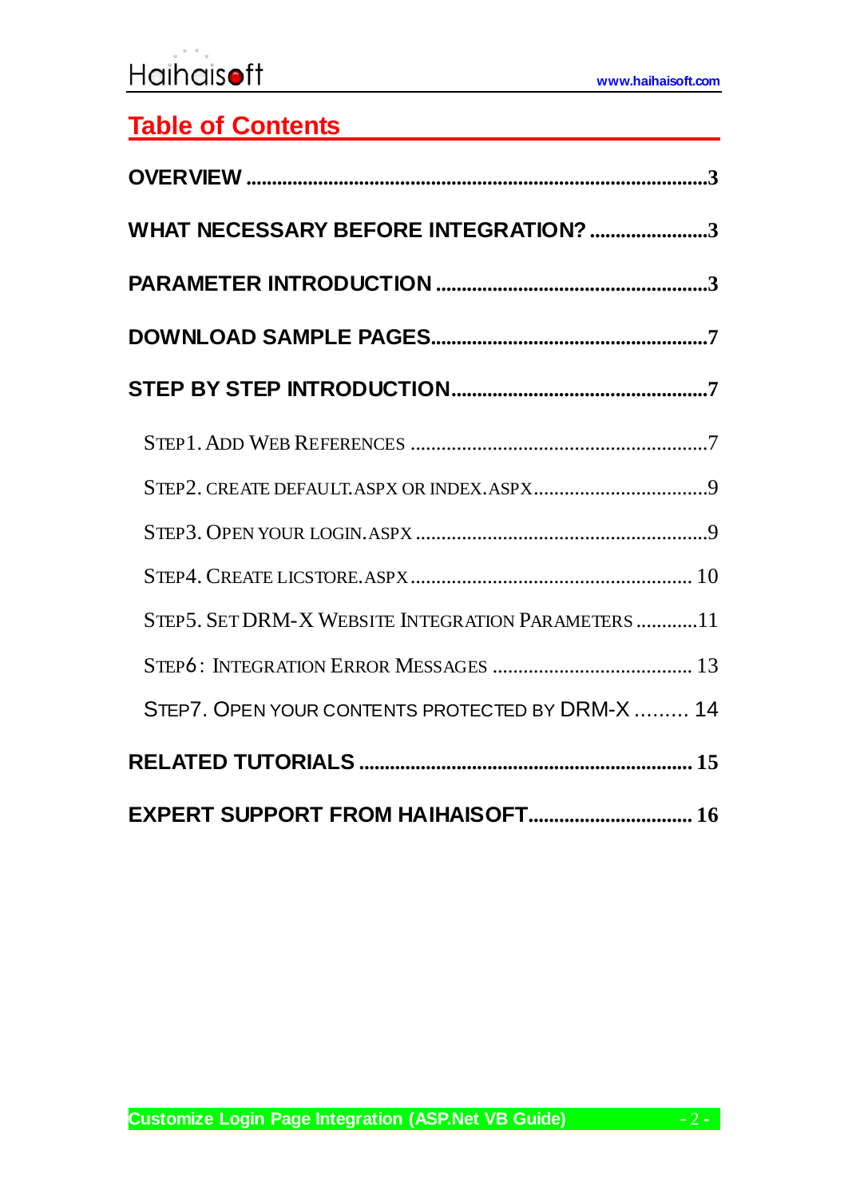## Table of Contents

**OVERVIEW** ............................................................................................3

**WHAT NECESSARY BEFORE INTEGRATION?** .......................3

**PARAMETER INTRODUCTION** .....................................................3

**DOWNLOAD SAMPLE PAGES**......................................................7

**STEP BY STEP INTRODUCTION**..................................................7

- STEP1. ADD WEB REFERENCES ..........................................................7
- STEP2. CREATE DEFAULT.ASPX OR INDEX.ASPX..................................9
- STEP3. OPEN YOUR LOGIN.ASPX ..........................................................9
- STEP4. CREATE LICSTORE.ASPX ...................................................... 10
- STEP5. SET DRM-X WEBSITE INTEGRATION PARAMETERS ............11
- STEP6: INTEGRATION ERROR MESSAGES ....................................... 13
- STEP7. OPEN YOUR CONTENTS PROTECTED BY DRM-X ......... 14

**RELATED TUTORIALS** ................................................................. 15

**EXPERT SUPPORT FROM HAIHAISOFT**................................ 16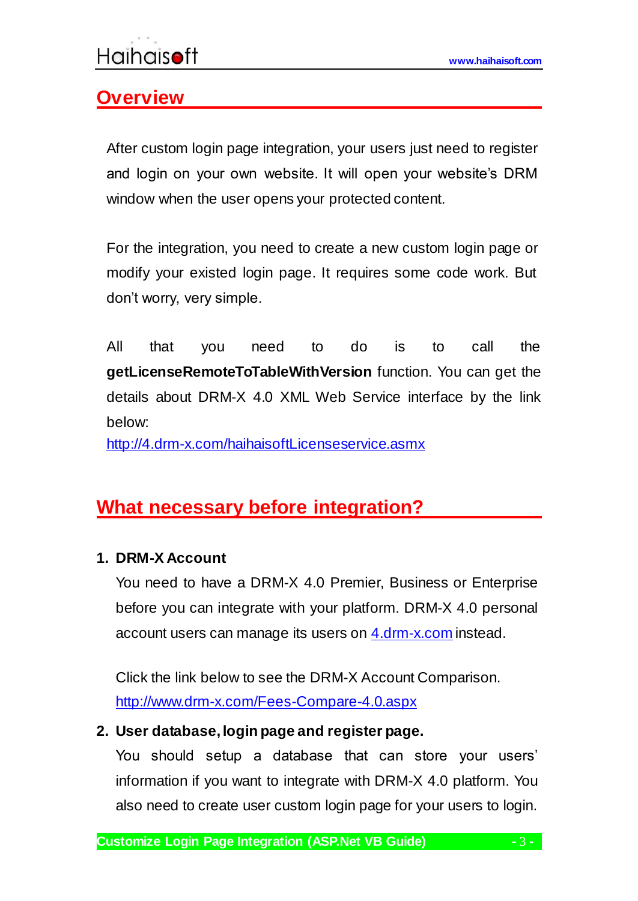## Overview

After custom login page integration, your users just need to register and login on your own website. It will open your website's DRM window when the user opens your protected content.

For the integration, you need to create a new custom login page or modify your existed login page. It requires some code work. But don't worry, very simple.

All that you need to do is to call the **getLicenseRemoteToTableWithVersion** function. You can get the details about DRM-X 4.0 XML Web Service interface by the link below:
[http://4.drm-x.com/haihaisoftLicenseservice.asmx](http://4.drm-x.com/haihaisoftLicenseservice.asmx)

## What necessary before integration?

1. **DRM-X Account**

   You need to have a DRM-X 4.0 Premier, Business or Enterprise before you can integrate with your platform. DRM-X 4.0 personal account users can manage its users on [4.drm-x.com](http://4.drm-x.com) instead.

   Click the link below to see the DRM-X Account Comparison.
   [http://www.drm-x.com/Fees-Compare-4.0.aspx](http://www.drm-x.com/Fees-Compare-4.0.aspx)

2. **User database, login page and register page.**

   You should setup a database that can store your users' information if you want to integrate with DRM-X 4.0 platform. You also need to create user custom login page for your users to login.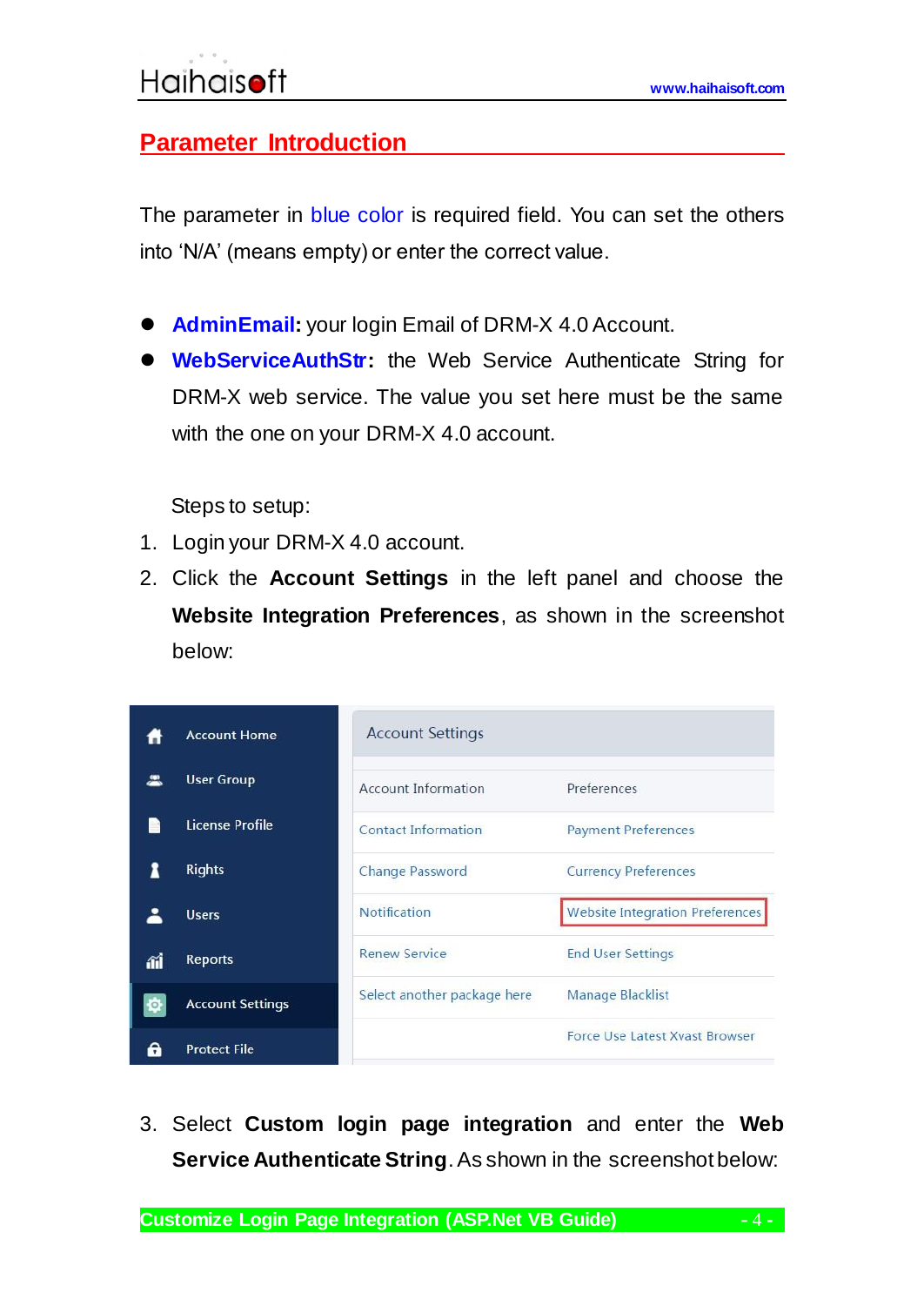## Parameter Introduction

The parameter in blue color is required field. You can set the others into 'N/A' (means empty) or enter the correct value.

- **AdminEmail:** your login Email of DRM-X 4.0 Account.
- **WebServiceAuthStr:** the Web Service Authenticate String for DRM-X web service. The value you set here must be the same with the one on your DRM-X 4.0 account.

Steps to setup:

1. Login your DRM-X 4.0 account.
2. Click the **Account Settings** in the left panel and choose the **Website Integration Preferences**, as shown in the screenshot below:
3. Select **Custom login page integration** and enter the **Web Service Authenticate String**. As shown in the screenshot below: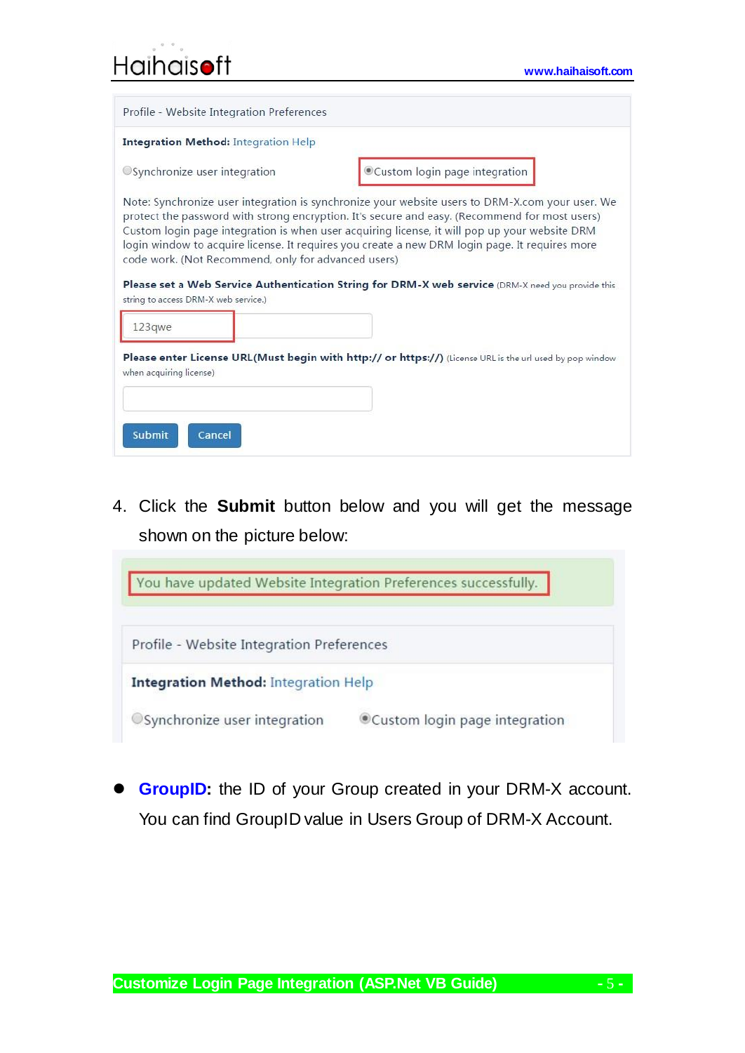Profile - Website Integration Preferences

**Integration Method:** Integration Help

○ Synchronize user integration ● Custom login page integration

Note: Synchronize user integration is synchronize your website users to DRM-X.com your user. We protect the password with strong encryption. It's secure and easy. (Recommend for most users) Custom login page integration is when user acquiring license, it will pop up your website DRM login window to acquire license. It requires you create a new DRM login page. It requires more code work. (Not Recommend, only for advanced users)

**Please set a Web Service Authentication String for DRM-X web service** (DRM-X need you provide this string to access DRM-X web service.)

123qwe

**Please enter License URL(Must begin with http:// or https://)** (License URL is the url used by pop window when acquiring license)

Submit Cancel

4. Click the **Submit** button below and you will get the message shown on the picture below:

You have updated Website Integration Preferences successfully.

Profile - Website Integration Preferences

**Integration Method:** Integration Help

○ Synchronize user integration ● Custom login page integration

- **GroupID:** the ID of your Group created in your DRM-X account. You can find GroupID value in Users Group of DRM-X Account.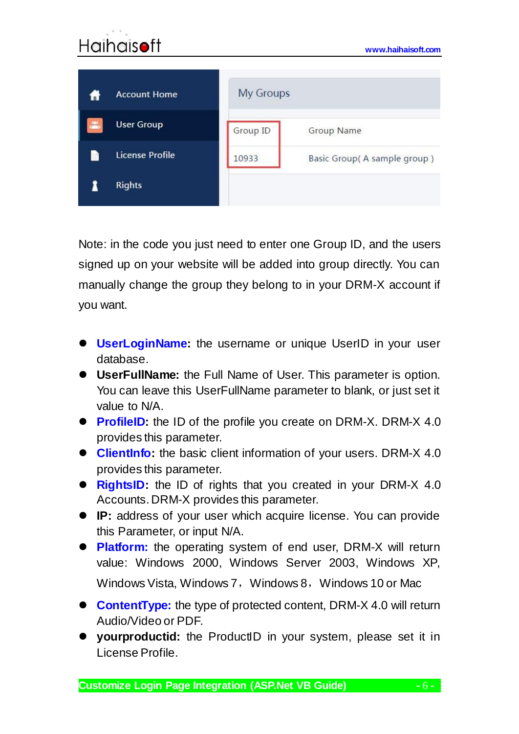Note: in the code you just need to enter one Group ID, and the users signed up on your website will be added into group directly. You can manually change the group they belong to in your DRM-X account if you want.

- **UserLoginName:** the username or unique UserID in your user database.
- **UserFullName:** the Full Name of User. This parameter is option. You can leave this UserFullName parameter to blank, or just set it value to N/A.
- **ProfileID:** the ID of the profile you create on DRM-X. DRM-X 4.0 provides this parameter.
- **ClientInfo:** the basic client information of your users. DRM-X 4.0 provides this parameter.
- **RightsID:** the ID of rights that you created in your DRM-X 4.0 Accounts. DRM-X provides this parameter.
- **IP:** address of your user which acquire license. You can provide this Parameter, or input N/A.
- **Platform:** the operating system of end user, DRM-X will return value: Windows 2000, Windows Server 2003, Windows XP, Windows Vista, Windows 7， Windows 8， Windows 10 or Mac
- **ContentType:** the type of protected content, DRM-X 4.0 will return Audio/Video or PDF.
- **yourproductid:** the ProductID in your system, please set it in License Profile.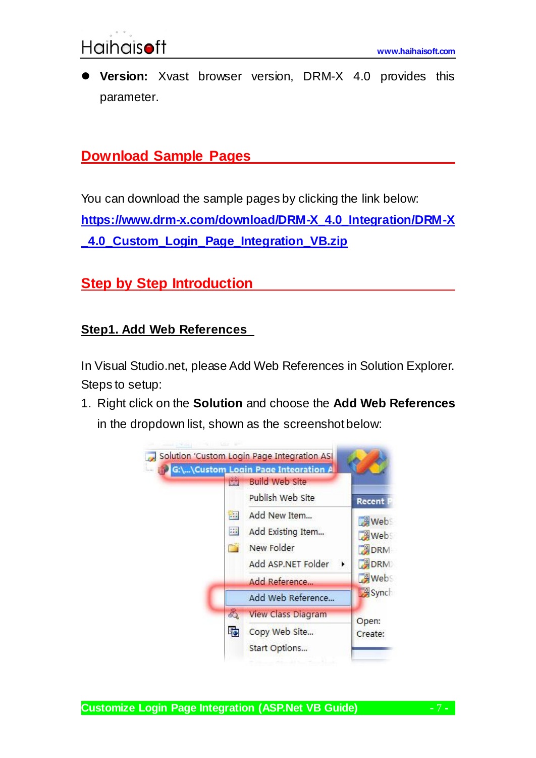- **Version:** Xvast browser version, DRM-X 4.0 provides this parameter.

## Download Sample Pages

You can download the sample pages by clicking the link below:
[https://www.drm-x.com/download/DRM-X_4.0_Integration/DRM-X_4.0_Custom_Login_Page_Integration_VB.zip](https://www.drm-x.com/download/DRM-X_4.0_Integration/DRM-X_4.0_Custom_Login_Page_Integration_VB.zip)

## Step by Step Introduction

### Step1. Add Web References

In Visual Studio.net, please Add Web References in Solution Explorer.
Steps to setup:

1. Right click on the **Solution** and choose the **Add Web References** in the dropdown list, shown as the screenshot below: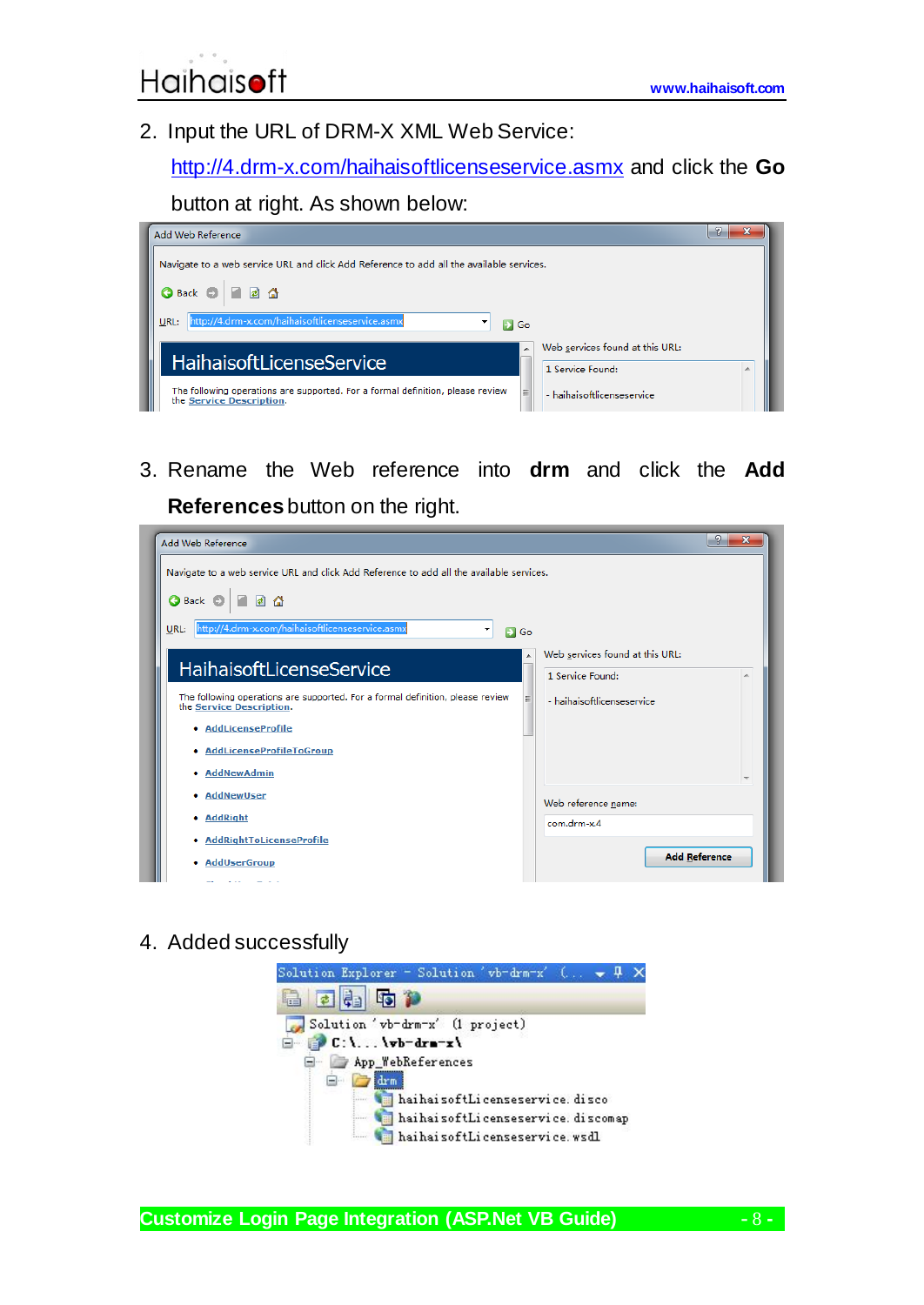2. Input the URL of DRM-X XML Web Service: http://4.drm-x.com/haihaisoftlicenseservice.asmx and click the **Go** button at right. As shown below:

3. Rename the Web reference into **drm** and click the **Add References** button on the right.

4. Added successfully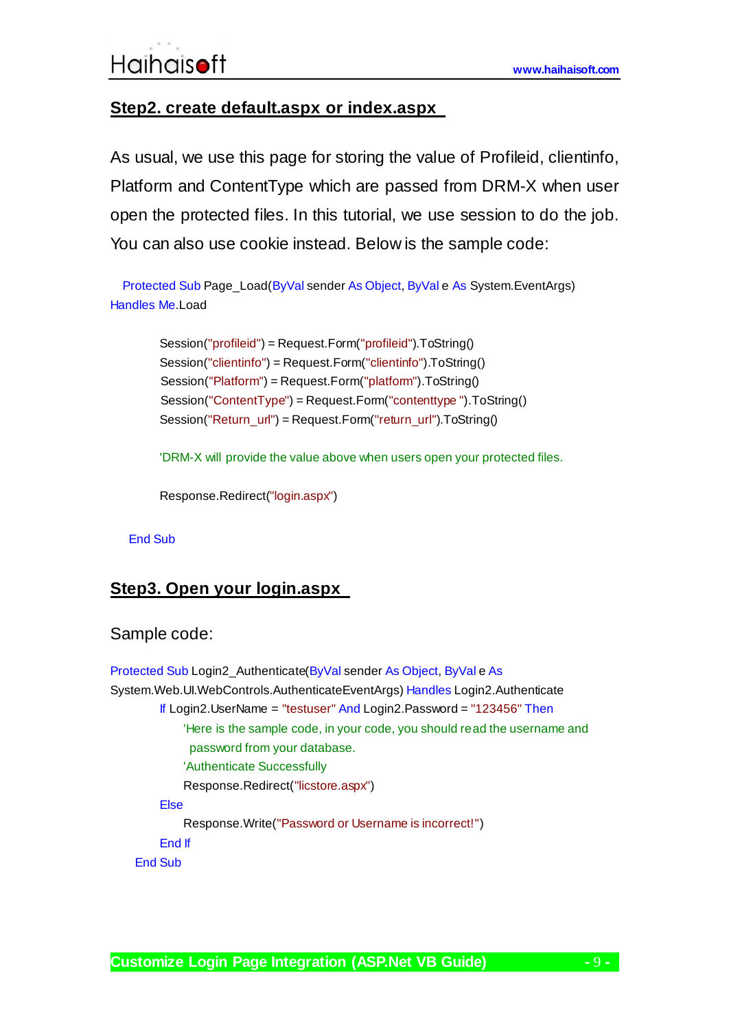## Step2. create default.aspx or index.aspx

As usual, we use this page for storing the value of Profileid, clientinfo, Platform and ContentType which are passed from DRM-X when user open the protected files. In this tutorial, we use session to do the job. You can also use cookie instead. Below is the sample code:

```
   Protected Sub Page_Load(ByVal sender As Object, ByVal e As System.EventArgs) 
Handles Me.Load

          Session("profileid") = Request.Form("profileid").ToString()
          Session("clientinfo") = Request.Form("clientinfo").ToString()
          Session("Platform") = Request.Form("platform").ToString()
          Session("ContentType") = Request.Form("contenttype ").ToString()
          Session("Return_url") = Request.Form("return_url").ToString()

          'DRM-X will provide the value above when users open your protected files.

          Response.Redirect("login.aspx")

    End Sub
```

## Step3. Open your login.aspx

Sample code:

```
Protected Sub Login2_Authenticate(ByVal sender As Object, ByVal e As 
System.Web.UI.WebControls.AuthenticateEventArgs) Handles Login2.Authenticate
          If Login2.UserName = "testuser" And Login2.Password = "123456" Then
              'Here is the sample code, in your code, you should read the username and 
               password from your database.
              'Authenticate Successfully
              Response.Redirect("licstore.aspx")
          Else
              Response.Write("Password or Username is incorrect!")
          End If
     End Sub
```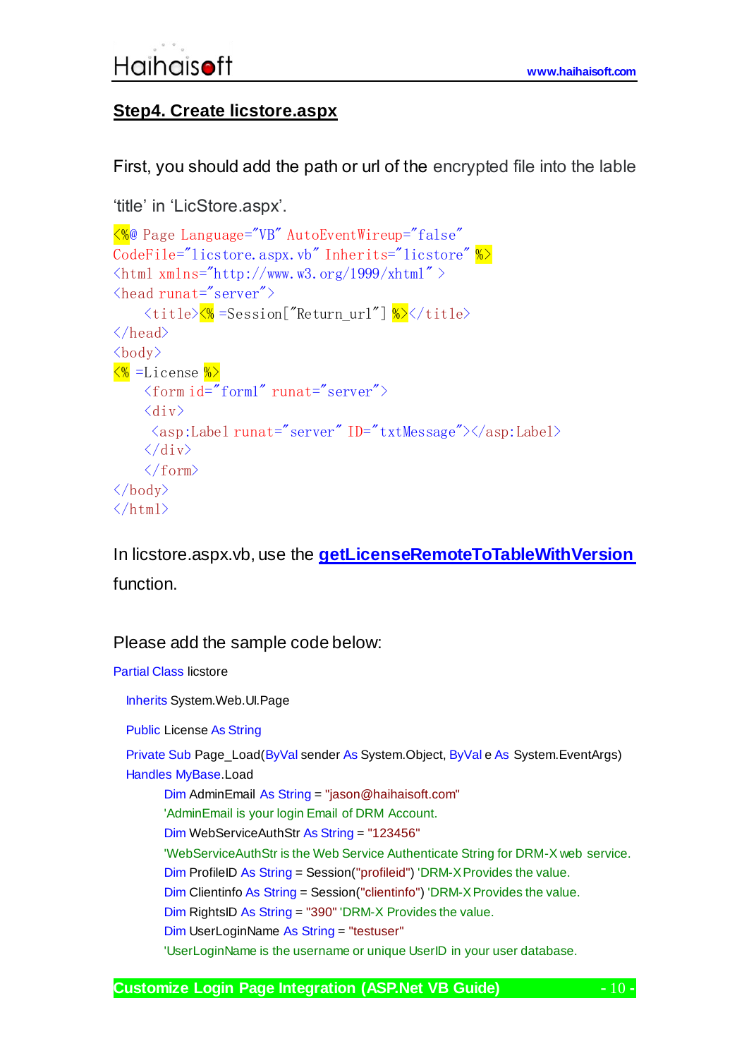## Step4. Create licstore.aspx

First, you should add the path or url of the encrypted file into the lable 'title' in 'LicStore.aspx'.

```
<%@ Page Language="VB" AutoEventWireup="false"
CodeFile="licstore.aspx.vb" Inherits="licstore" %>
<html xmlns="http://www.w3.org/1999/xhtml" >
<head runat="server">
    <title><% =Session("Return_url") %></title>
</head>
<body>
<% =License %>
    <form id="form1" runat="server">
    <div>
     <asp:Label runat="server" ID="txtMessage"></asp:Label>
    </div>
    </form>
</body>
</html>
```

In licstore.aspx.vb, use the **getLicenseRemoteToTableWithVersion** function.

Please add the sample code below:

```
Partial Class licstore
  Inherits System.Web.UI.Page
  Public License As String
  Private Sub Page_Load(ByVal sender As System.Object, ByVal e As System.EventArgs)
  Handles MyBase.Load
        Dim AdminEmail As String = "jason@haihaisoft.com"
        'AdminEmail is your login Email of DRM Account.
        Dim WebServiceAuthStr As String = "123456"
        'WebServiceAuthStr is the Web Service Authenticate String for DRM-X web service.
        Dim ProfileID As String = Session("profileid") 'DRM-X Provides the value.
        Dim Clientinfo As String = Session("clientinfo") 'DRM-X Provides the value.
        Dim RightsID As String = "390" 'DRM-X Provides the value.
        Dim UserLoginName As String = "testuser"
        'UserLoginName is the username or unique UserID in your user database.
```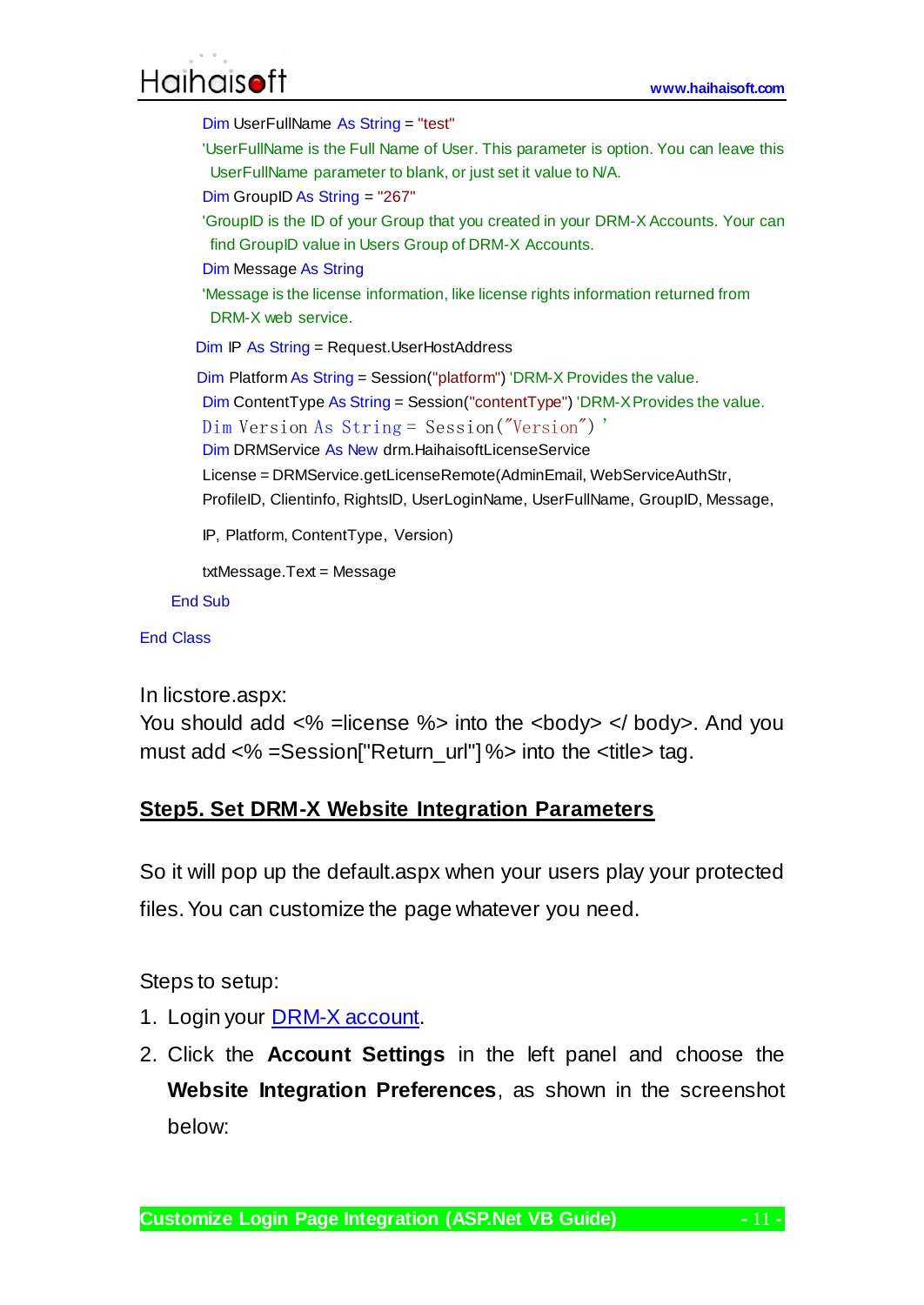```vb
        Dim UserFullName As String = "test"
        'UserFullName is the Full Name of User. This parameter is option. You can leave this
          UserFullName parameter to blank, or just set it value to N/A.
        Dim GroupID As String = "267"
        'GroupID is the ID of your Group that you created in your DRM-X Accounts. Your can
          find GroupID value in Users Group of DRM-X Accounts.
        Dim Message As String
        'Message is the license information, like license rights information returned from
          DRM-X web service.
        Dim IP As String = Request.UserHostAddress
        Dim Platform As String = Session("platform") 'DRM-X Provides the value.
        Dim ContentType As String = Session("contentType") 'DRM-X Provides the value.
        Dim Version As String = Session("Version") '
        Dim DRMService As New drm.HaihaisoftLicenseService
        License = DRMService.getLicenseRemote(AdminEmail, WebServiceAuthStr,
        ProfileID, Clientinfo, RightsID, UserLoginName, UserFullName, GroupID, Message,
        IP, Platform, ContentType, Version)
        txtMessage.Text = Message
    End Sub
End Class
```

In licstore.aspx:
You should add <% =license %> into the <body> </ body>. And you must add <% =Session["Return_url"] %> into the <title> tag.

## Step5. Set DRM-X Website Integration Parameters

So it will pop up the default.aspx when your users play your protected files. You can customize the page whatever you need.

Steps to setup:

1. Login your DRM-X account.
2. Click the **Account Settings** in the left panel and choose the **Website Integration Preferences**, as shown in the screenshot below: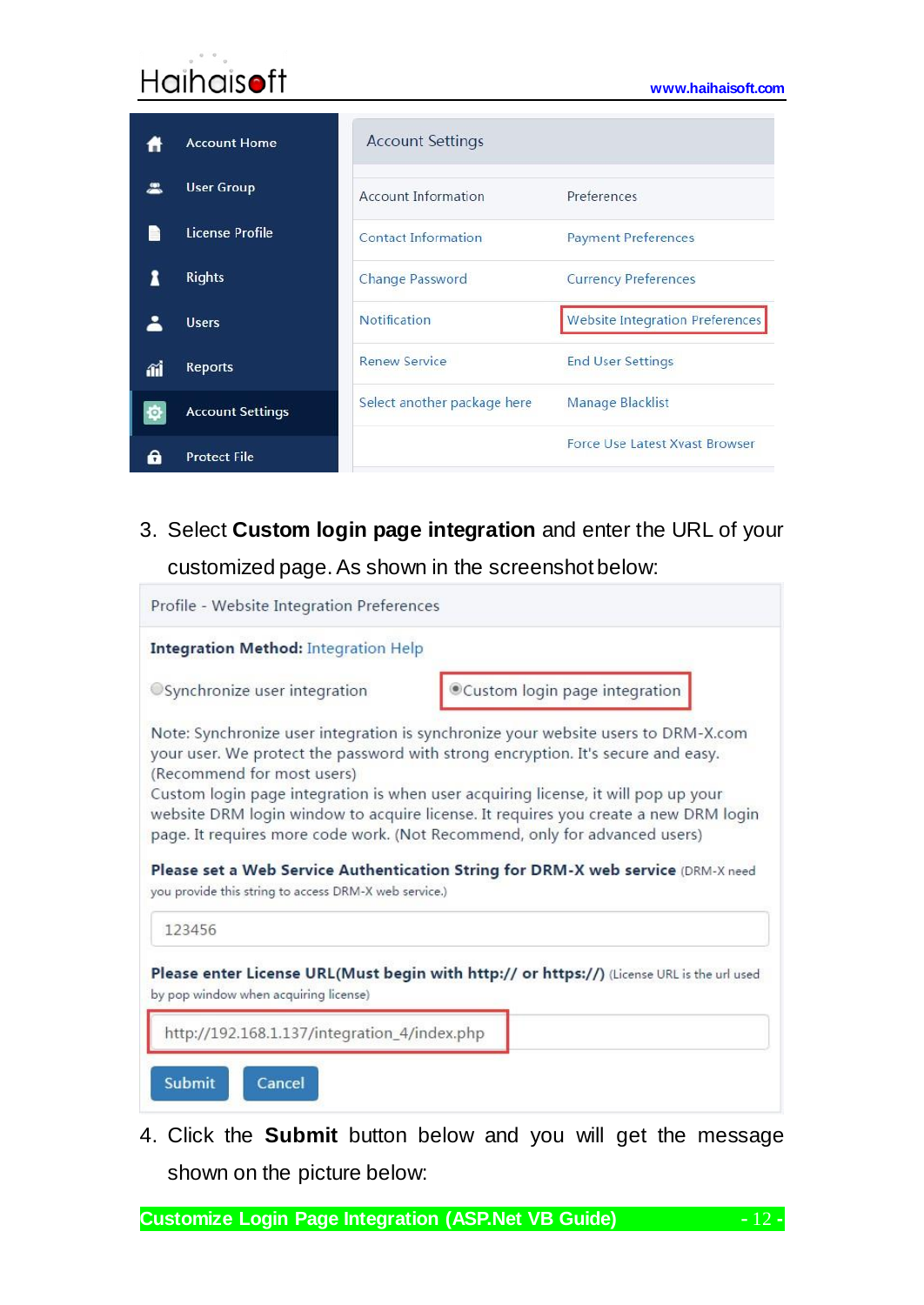3. Select **Custom login page integration** and enter the URL of your customized page. As shown in the screenshot below:

4. Click the **Submit** button below and you will get the message shown on the picture below: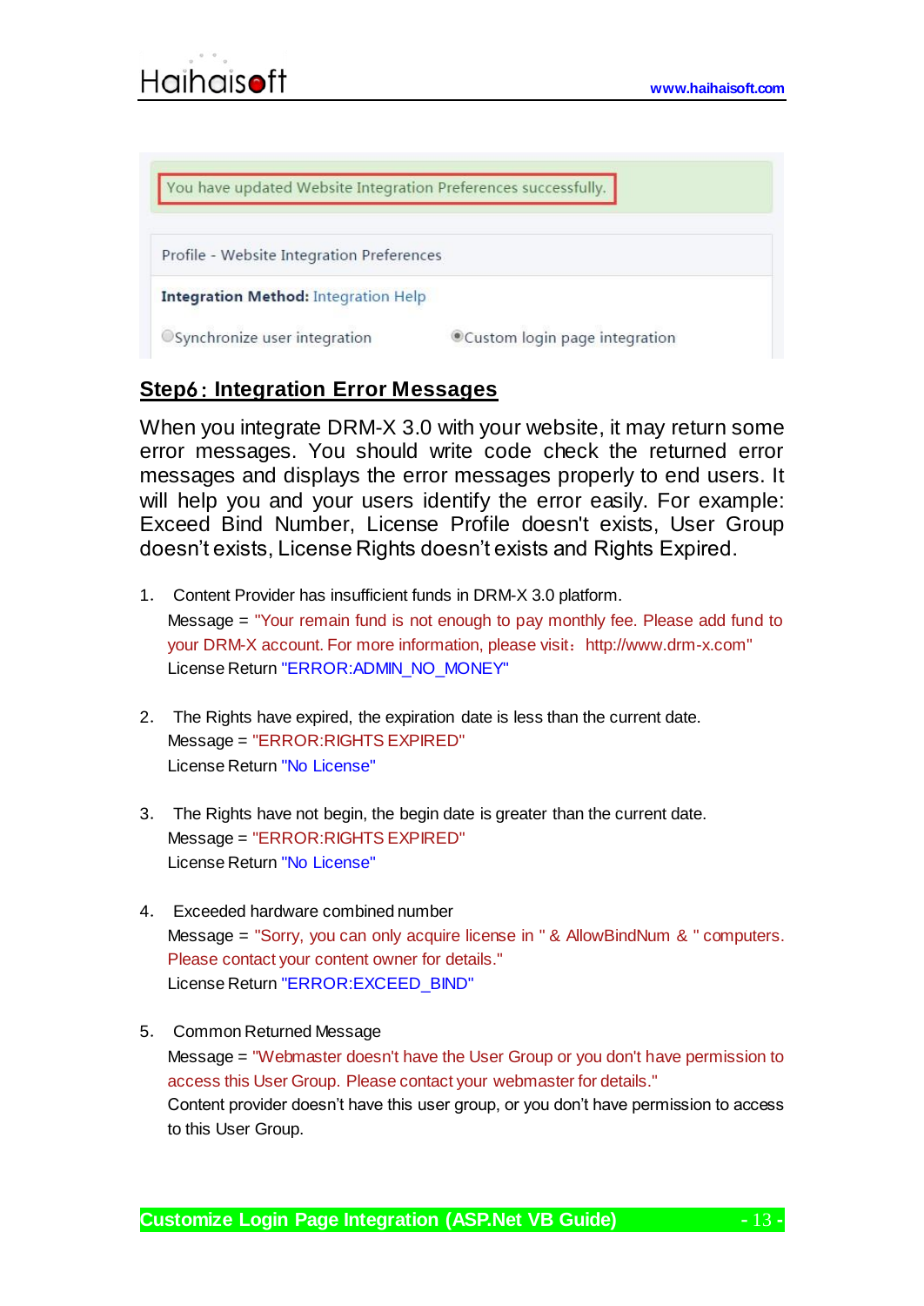You have updated Website Integration Preferences successfully.

Profile - Website Integration Preferences

**Integration Method:** Integration Help

○Synchronize user integration ◉Custom login page integration

## Step6: Integration Error Messages

When you integrate DRM-X 3.0 with your website, it may return some error messages. You should write code check the returned error messages and displays the error messages properly to end users. It will help you and your users identify the error easily. For example: Exceed Bind Number, License Profile doesn't exists, User Group doesn't exists, License Rights doesn't exists and Rights Expired.

1. Content Provider has insufficient funds in DRM-X 3.0 platform.
   Message = "Your remain fund is not enough to pay monthly fee. Please add fund to your DRM-X account. For more information, please visit: http://www.drm-x.com"
   License Return "ERROR:ADMIN_NO_MONEY"

2. The Rights have expired, the expiration date is less than the current date.
   Message = "ERROR:RIGHTS EXPIRED"
   License Return "No License"

3. The Rights have not begin, the begin date is greater than the current date.
   Message = "ERROR:RIGHTS EXPIRED"
   License Return "No License"

4. Exceeded hardware combined number
   Message = "Sorry, you can only acquire license in " & AllowBindNum & " computers. Please contact your content owner for details."
   License Return "ERROR:EXCEED_BIND"

5. Common Returned Message
   Message = "Webmaster doesn't have the User Group or you don't have permission to access this User Group. Please contact your webmaster for details."
   Content provider doesn't have this user group, or you don't have permission to access to this User Group.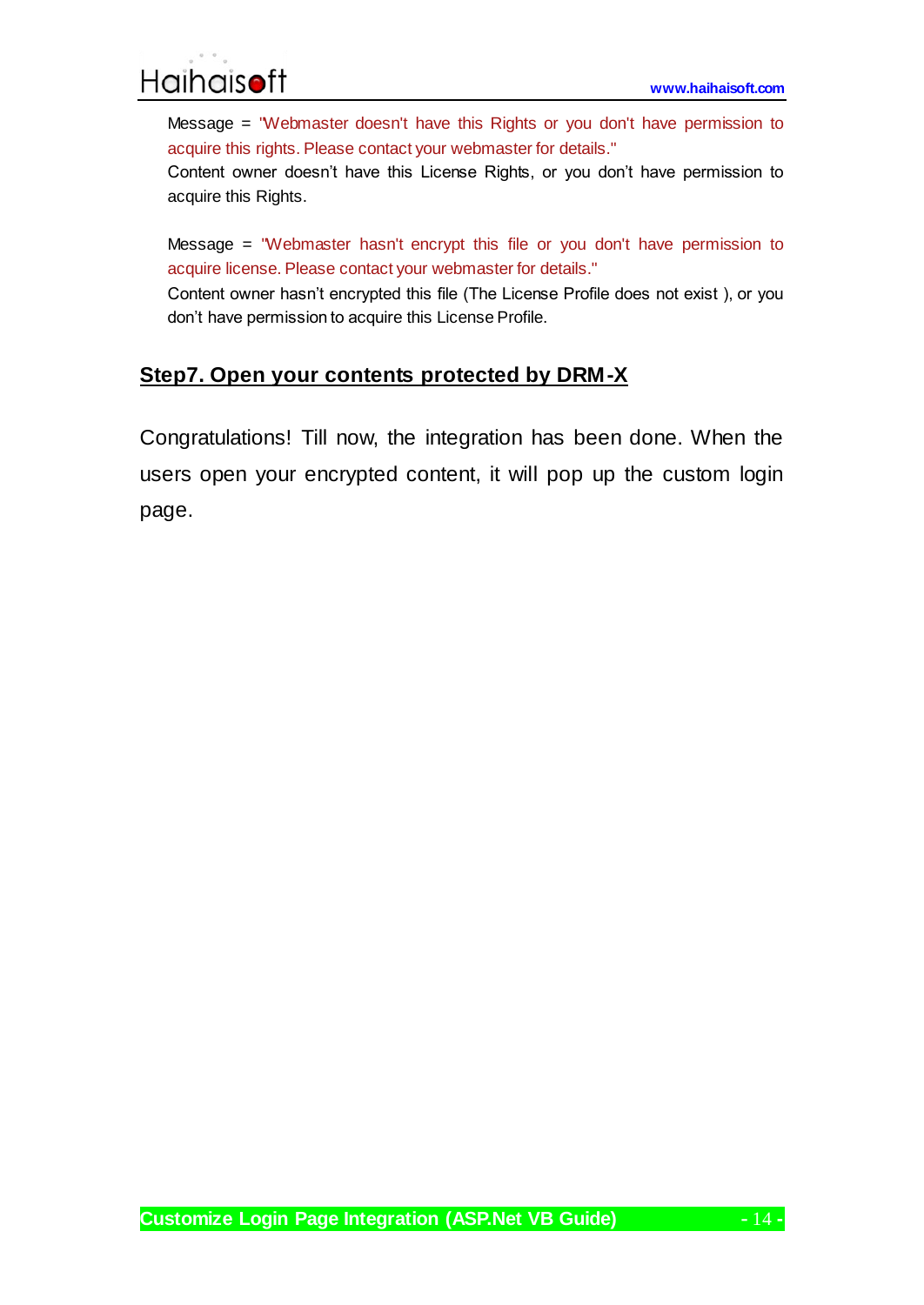Message = "Webmaster doesn't have this Rights or you don't have permission to acquire this rights. Please contact your webmaster for details."
Content owner doesn't have this License Rights, or you don't have permission to acquire this Rights.

Message = "Webmaster hasn't encrypt this file or you don't have permission to acquire license. Please contact your webmaster for details."
Content owner hasn't encrypted this file (The License Profile does not exist ), or you don't have permission to acquire this License Profile.

## Step7. Open your contents protected by DRM-X

Congratulations! Till now, the integration has been done. When the users open your encrypted content, it will pop up the custom login page.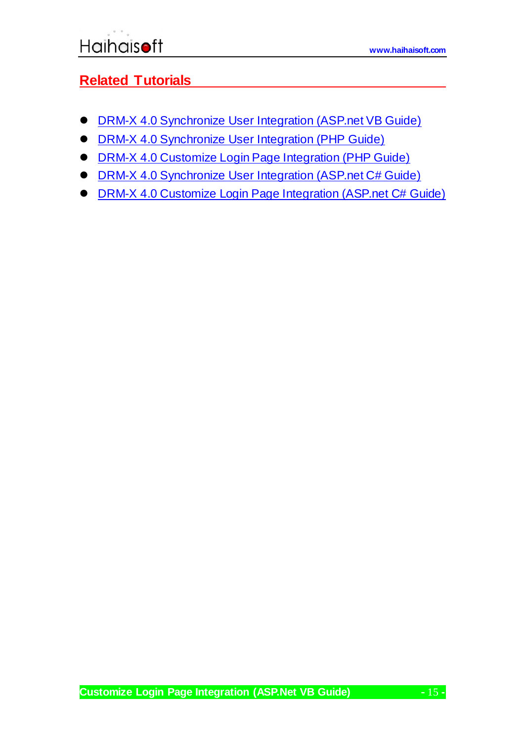## Related Tutorials

- DRM-X 4.0 Synchronize User Integration (ASP.net VB Guide)
- DRM-X 4.0 Synchronize User Integration (PHP Guide)
- DRM-X 4.0 Customize Login Page Integration (PHP Guide)
- DRM-X 4.0 Synchronize User Integration (ASP.net C# Guide)
- DRM-X 4.0 Customize Login Page Integration (ASP.net C# Guide)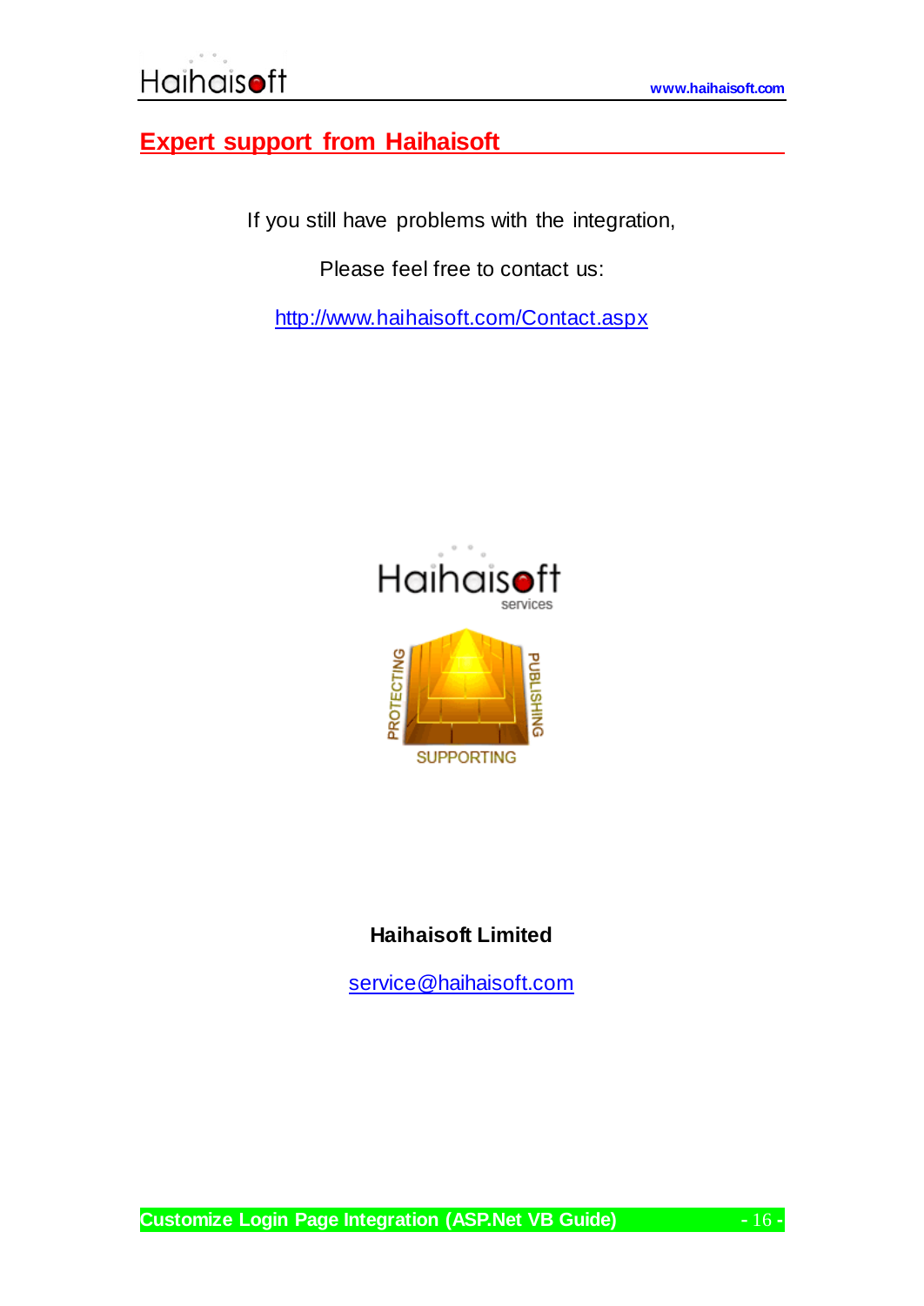## Expert support from Haihaisoft

If you still have problems with the integration,

Please feel free to contact us:

http://www.haihaisoft.com/Contact.aspx

**Haihaisoft Limited**

service@haihaisoft.com